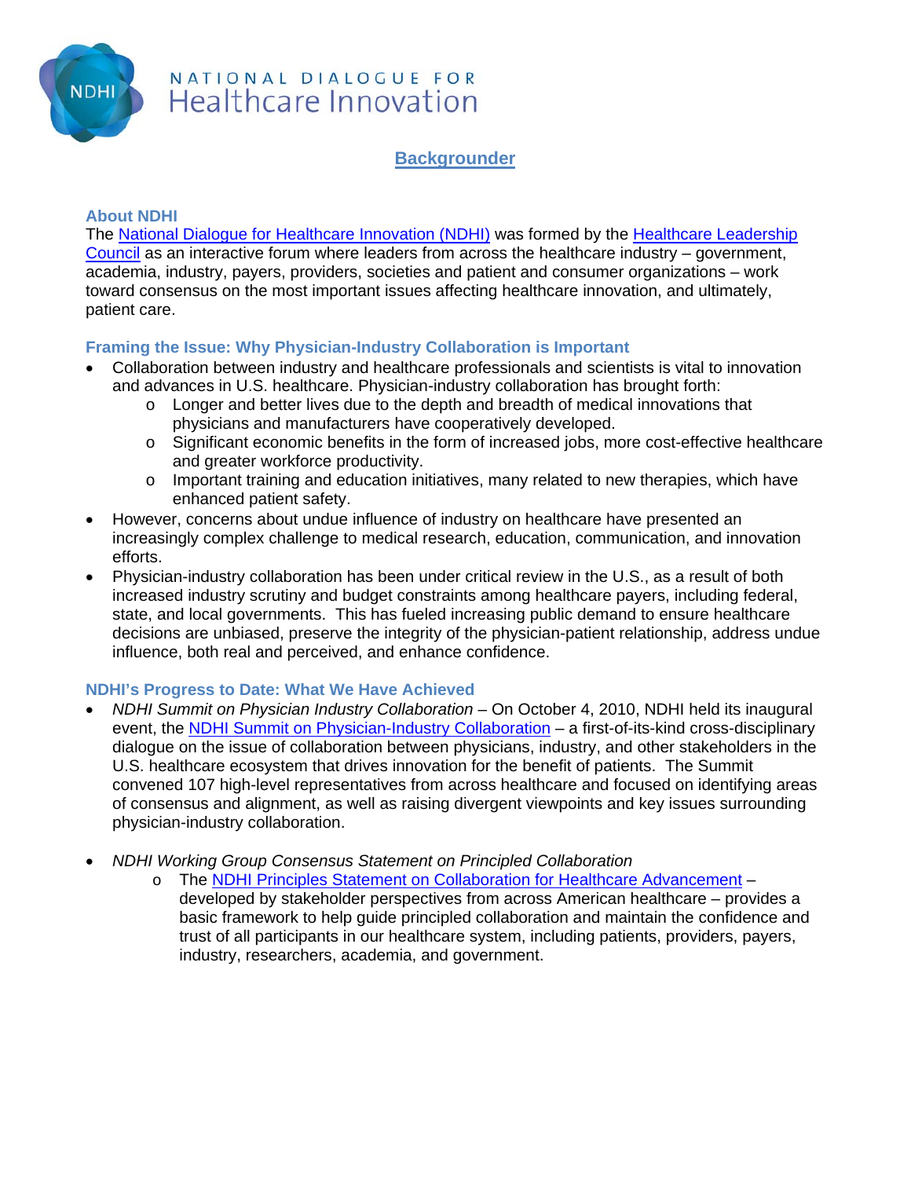NATIONAL DIALOGUE FOR
# Healthcare Innovation

## Backgrounder

### About NDHI

The National Dialogue for Healthcare Innovation (NDHI) was formed by the Healthcare Leadership Council as an interactive forum where leaders from across the healthcare industry – government, academia, industry, payers, providers, societies and patient and consumer organizations – work toward consensus on the most important issues affecting healthcare innovation, and ultimately, patient care.

### Framing the Issue: Why Physician-Industry Collaboration is Important

- Collaboration between industry and healthcare professionals and scientists is vital to innovation and advances in U.S. healthcare. Physician-industry collaboration has brought forth:
  - Longer and better lives due to the depth and breadth of medical innovations that physicians and manufacturers have cooperatively developed.
  - Significant economic benefits in the form of increased jobs, more cost-effective healthcare and greater workforce productivity.
  - Important training and education initiatives, many related to new therapies, which have enhanced patient safety.
- However, concerns about undue influence of industry on healthcare have presented an increasingly complex challenge to medical research, education, communication, and innovation efforts.
- Physician-industry collaboration has been under critical review in the U.S., as a result of both increased industry scrutiny and budget constraints among healthcare payers, including federal, state, and local governments. This has fueled increasing public demand to ensure healthcare decisions are unbiased, preserve the integrity of the physician-patient relationship, address undue influence, both real and perceived, and enhance confidence.

### NDHI's Progress to Date: What We Have Achieved

- *NDHI Summit on Physician Industry Collaboration* – On October 4, 2010, NDHI held its inaugural event, the NDHI Summit on Physician-Industry Collaboration – a first-of-its-kind cross-disciplinary dialogue on the issue of collaboration between physicians, industry, and other stakeholders in the U.S. healthcare ecosystem that drives innovation for the benefit of patients. The Summit convened 107 high-level representatives from across healthcare and focused on identifying areas of consensus and alignment, as well as raising divergent viewpoints and key issues surrounding physician-industry collaboration.

- *NDHI Working Group Consensus Statement on Principled Collaboration*
  - The NDHI Principles Statement on Collaboration for Healthcare Advancement – developed by stakeholder perspectives from across American healthcare – provides a basic framework to help guide principled collaboration and maintain the confidence and trust of all participants in our healthcare system, including patients, providers, payers, industry, researchers, academia, and government.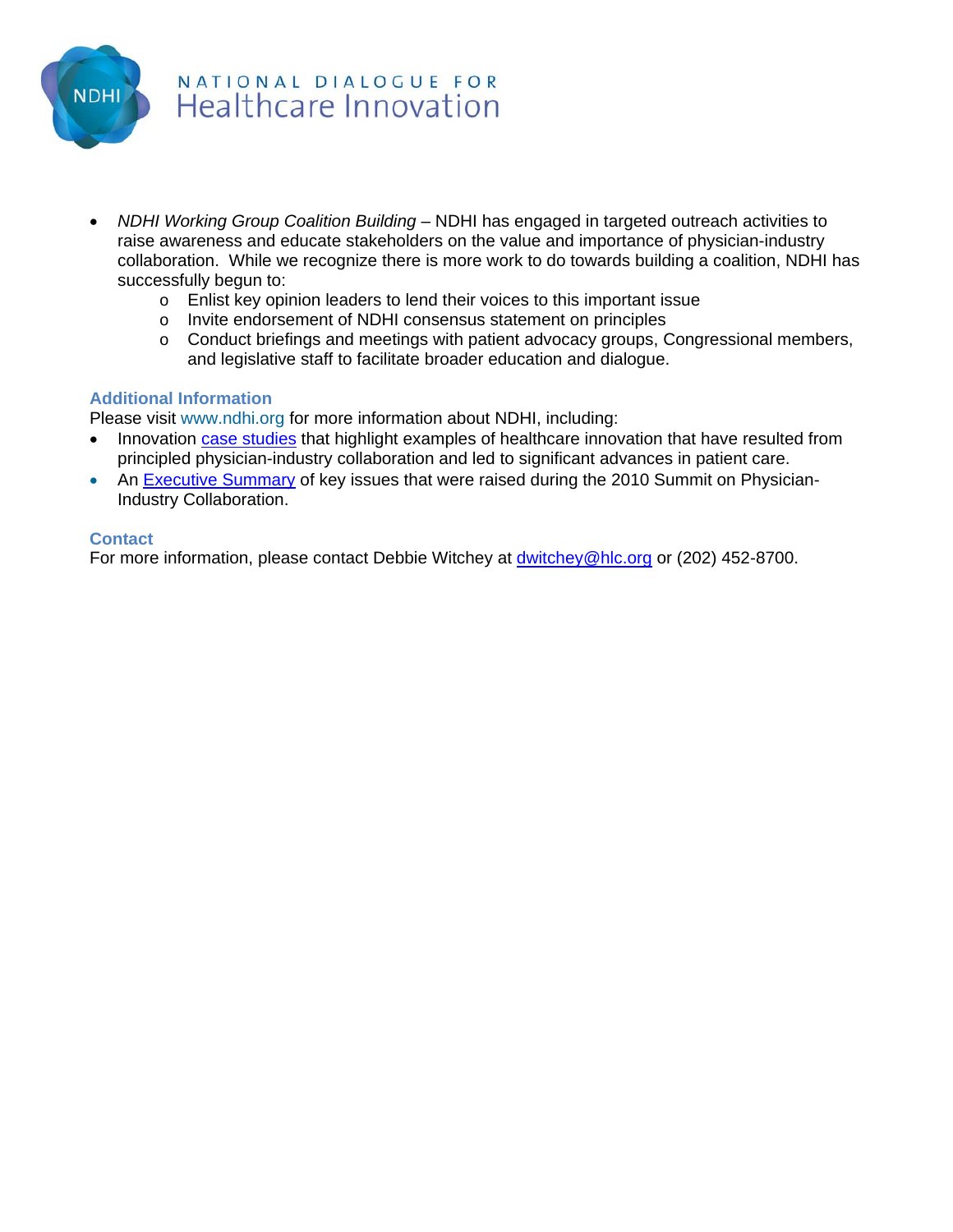- *NDHI Working Group Coalition Building* – NDHI has engaged in targeted outreach activities to raise awareness and educate stakeholders on the value and importance of physician-industry collaboration. While we recognize there is more work to do towards building a coalition, NDHI has successfully begun to:
  - Enlist key opinion leaders to lend their voices to this important issue
  - Invite endorsement of NDHI consensus statement on principles
  - Conduct briefings and meetings with patient advocacy groups, Congressional members, and legislative staff to facilitate broader education and dialogue.

### Additional Information

Please visit www.ndhi.org for more information about NDHI, including:

- Innovation case studies that highlight examples of healthcare innovation that have resulted from principled physician-industry collaboration and led to significant advances in patient care.
- An Executive Summary of key issues that were raised during the 2010 Summit on Physician-Industry Collaboration.

### Contact

For more information, please contact Debbie Witchey at dwitchey@hlc.org or (202) 452-8700.